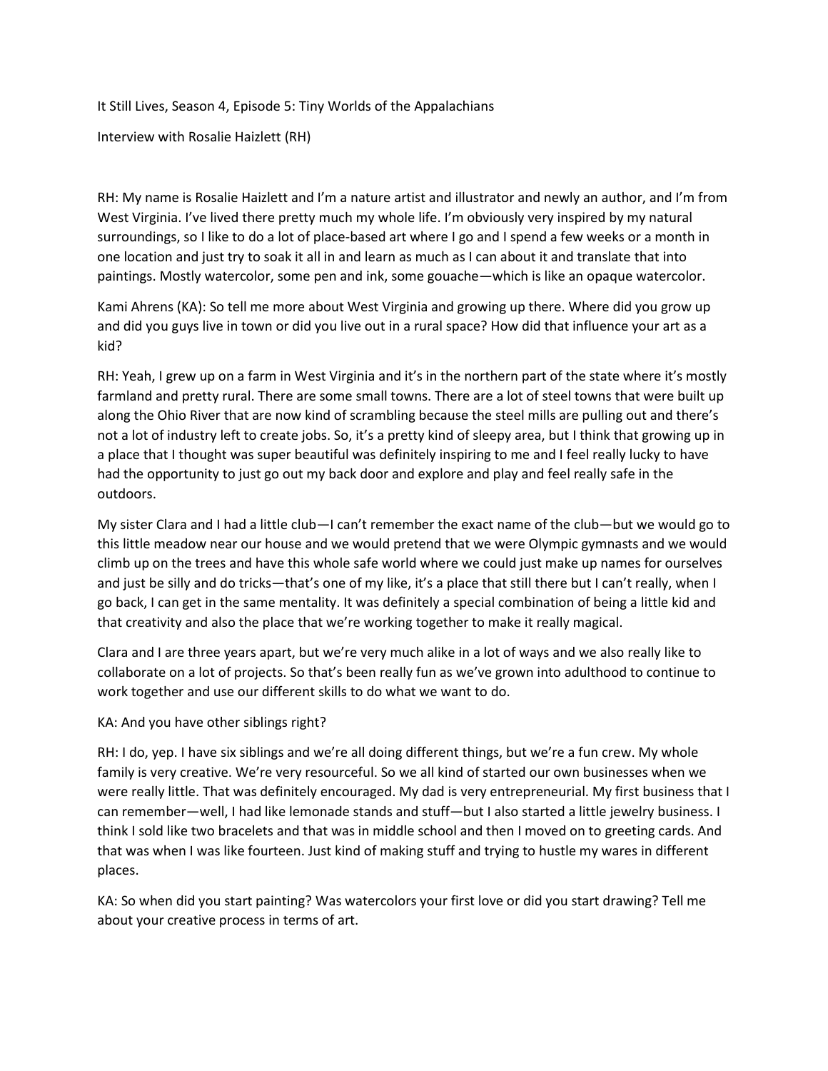It Still Lives, Season 4, Episode 5: Tiny Worlds of the Appalachians

Interview with Rosalie Haizlett (RH)

RH: My name is Rosalie Haizlett and I'm a nature artist and illustrator and newly an author, and I'm from West Virginia. I've lived there pretty much my whole life. I'm obviously very inspired by my natural surroundings, so I like to do a lot of place-based art where I go and I spend a few weeks or a month in one location and just try to soak it all in and learn as much as I can about it and translate that into paintings. Mostly watercolor, some pen and ink, some gouache—which is like an opaque watercolor.

Kami Ahrens (KA): So tell me more about West Virginia and growing up there. Where did you grow up and did you guys live in town or did you live out in a rural space? How did that influence your art as a kid?

RH: Yeah, I grew up on a farm in West Virginia and it's in the northern part of the state where it's mostly farmland and pretty rural. There are some small towns. There are a lot of steel towns that were built up along the Ohio River that are now kind of scrambling because the steel mills are pulling out and there's not a lot of industry left to create jobs. So, it's a pretty kind of sleepy area, but I think that growing up in a place that I thought was super beautiful was definitely inspiring to me and I feel really lucky to have had the opportunity to just go out my back door and explore and play and feel really safe in the outdoors.

My sister Clara and I had a little club—I can't remember the exact name of the club—but we would go to this little meadow near our house and we would pretend that we were Olympic gymnasts and we would climb up on the trees and have this whole safe world where we could just make up names for ourselves and just be silly and do tricks—that's one of my like, it's a place that still there but I can't really, when I go back, I can get in the same mentality. It was definitely a special combination of being a little kid and that creativity and also the place that we're working together to make it really magical.

Clara and I are three years apart, but we're very much alike in a lot of ways and we also really like to collaborate on a lot of projects. So that's been really fun as we've grown into adulthood to continue to work together and use our different skills to do what we want to do.

KA: And you have other siblings right?

RH: I do, yep. I have six siblings and we're all doing different things, but we're a fun crew. My whole family is very creative. We're very resourceful. So we all kind of started our own businesses when we were really little. That was definitely encouraged. My dad is very entrepreneurial. My first business that I can remember—well, I had like lemonade stands and stuff—but I also started a little jewelry business. I think I sold like two bracelets and that was in middle school and then I moved on to greeting cards. And that was when I was like fourteen. Just kind of making stuff and trying to hustle my wares in different places.

KA: So when did you start painting? Was watercolors your first love or did you start drawing? Tell me about your creative process in terms of art.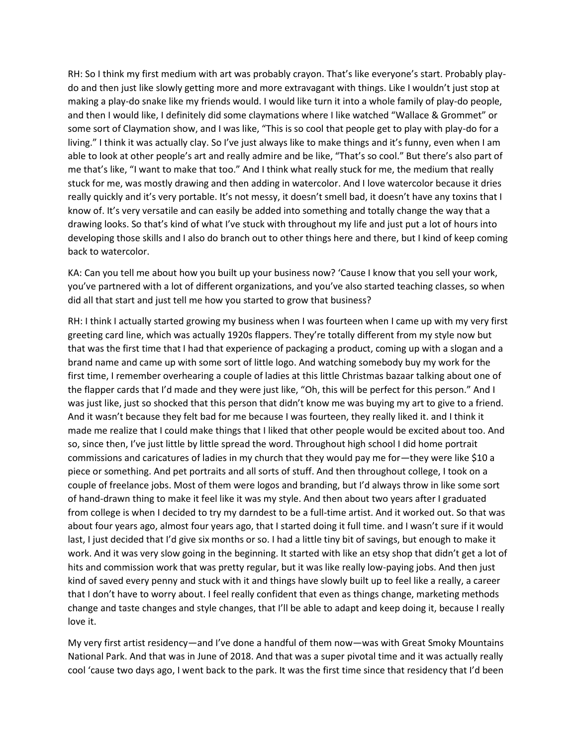RH: So I think my first medium with art was probably crayon. That's like everyone's start. Probably play-do and then just like slowly getting more and more extravagant with things. Like I wouldn't just stop at making a play-do snake like my friends would. I would like turn it into a whole family of play-do people, and then I would like, I definitely did some claymations where I like watched "Wallace & Grommet" or some sort of Claymation show, and I was like, "This is so cool that people get to play with play-do for a living." I think it was actually clay. So I've just always like to make things and it's funny, even when I am able to look at other people's art and really admire and be like, "That's so cool." But there's also part of me that's like, "I want to make that too." And I think what really stuck for me, the medium that really stuck for me, was mostly drawing and then adding in watercolor. And I love watercolor because it dries really quickly and it's very portable. It's not messy, it doesn't smell bad, it doesn't have any toxins that I know of. It's very versatile and can easily be added into something and totally change the way that a drawing looks. So that's kind of what I've stuck with throughout my life and just put a lot of hours into developing those skills and I also do branch out to other things here and there, but I kind of keep coming back to watercolor.

KA: Can you tell me about how you built up your business now? 'Cause I know that you sell your work, you've partnered with a lot of different organizations, and you've also started teaching classes, so when did all that start and just tell me how you started to grow that business?

RH: I think I actually started growing my business when I was fourteen when I came up with my very first greeting card line, which was actually 1920s flappers. They're totally different from my style now but that was the first time that I had that experience of packaging a product, coming up with a slogan and a brand name and came up with some sort of little logo. And watching somebody buy my work for the first time, I remember overhearing a couple of ladies at this little Christmas bazaar talking about one of the flapper cards that I'd made and they were just like, "Oh, this will be perfect for this person." And I was just like, just so shocked that this person that didn't know me was buying my art to give to a friend. And it wasn't because they felt bad for me because I was fourteen, they really liked it. and I think it made me realize that I could make things that I liked that other people would be excited about too. And so, since then, I've just little by little spread the word. Throughout high school I did home portrait commissions and caricatures of ladies in my church that they would pay me for—they were like $10 a piece or something. And pet portraits and all sorts of stuff. And then throughout college, I took on a couple of freelance jobs. Most of them were logos and branding, but I'd always throw in like some sort of hand-drawn thing to make it feel like it was my style. And then about two years after I graduated from college is when I decided to try my darndest to be a full-time artist. And it worked out. So that was about four years ago, almost four years ago, that I started doing it full time. and I wasn't sure if it would last, I just decided that I'd give six months or so. I had a little tiny bit of savings, but enough to make it work. And it was very slow going in the beginning. It started with like an etsy shop that didn't get a lot of hits and commission work that was pretty regular, but it was like really low-paying jobs. And then just kind of saved every penny and stuck with it and things have slowly built up to feel like a really, a career that I don't have to worry about. I feel really confident that even as things change, marketing methods change and taste changes and style changes, that I'll be able to adapt and keep doing it, because I really love it.

My very first artist residency—and I've done a handful of them now—was with Great Smoky Mountains National Park. And that was in June of 2018. And that was a super pivotal time and it was actually really cool 'cause two days ago, I went back to the park. It was the first time since that residency that I'd been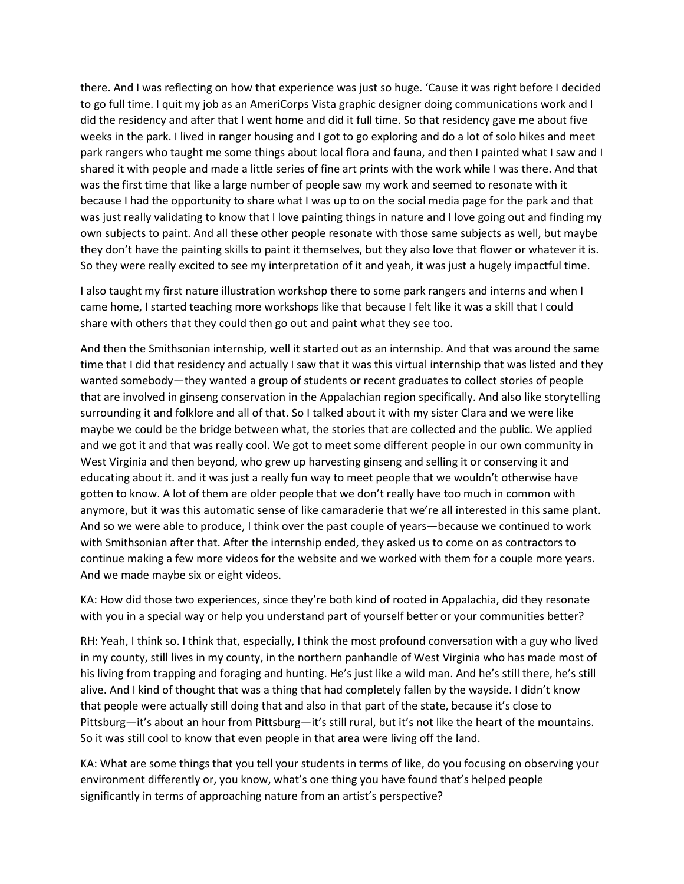there. And I was reflecting on how that experience was just so huge. 'Cause it was right before I decided to go full time. I quit my job as an AmeriCorps Vista graphic designer doing communications work and I did the residency and after that I went home and did it full time. So that residency gave me about five weeks in the park. I lived in ranger housing and I got to go exploring and do a lot of solo hikes and meet park rangers who taught me some things about local flora and fauna, and then I painted what I saw and I shared it with people and made a little series of fine art prints with the work while I was there. And that was the first time that like a large number of people saw my work and seemed to resonate with it because I had the opportunity to share what I was up to on the social media page for the park and that was just really validating to know that I love painting things in nature and I love going out and finding my own subjects to paint. And all these other people resonate with those same subjects as well, but maybe they don't have the painting skills to paint it themselves, but they also love that flower or whatever it is. So they were really excited to see my interpretation of it and yeah, it was just a hugely impactful time.

I also taught my first nature illustration workshop there to some park rangers and interns and when I came home, I started teaching more workshops like that because I felt like it was a skill that I could share with others that they could then go out and paint what they see too.

And then the Smithsonian internship, well it started out as an internship. And that was around the same time that I did that residency and actually I saw that it was this virtual internship that was listed and they wanted somebody—they wanted a group of students or recent graduates to collect stories of people that are involved in ginseng conservation in the Appalachian region specifically. And also like storytelling surrounding it and folklore and all of that. So I talked about it with my sister Clara and we were like maybe we could be the bridge between what, the stories that are collected and the public. We applied and we got it and that was really cool. We got to meet some different people in our own community in West Virginia and then beyond, who grew up harvesting ginseng and selling it or conserving it and educating about it. and it was just a really fun way to meet people that we wouldn't otherwise have gotten to know. A lot of them are older people that we don't really have too much in common with anymore, but it was this automatic sense of like camaraderie that we're all interested in this same plant. And so we were able to produce, I think over the past couple of years—because we continued to work with Smithsonian after that. After the internship ended, they asked us to come on as contractors to continue making a few more videos for the website and we worked with them for a couple more years. And we made maybe six or eight videos.

KA: How did those two experiences, since they're both kind of rooted in Appalachia, did they resonate with you in a special way or help you understand part of yourself better or your communities better?

RH: Yeah, I think so. I think that, especially, I think the most profound conversation with a guy who lived in my county, still lives in my county, in the northern panhandle of West Virginia who has made most of his living from trapping and foraging and hunting. He's just like a wild man. And he's still there, he's still alive. And I kind of thought that was a thing that had completely fallen by the wayside. I didn't know that people were actually still doing that and also in that part of the state, because it's close to Pittsburg—it's about an hour from Pittsburg—it's still rural, but it's not like the heart of the mountains. So it was still cool to know that even people in that area were living off the land.

KA: What are some things that you tell your students in terms of like, do you focusing on observing your environment differently or, you know, what's one thing you have found that's helped people significantly in terms of approaching nature from an artist's perspective?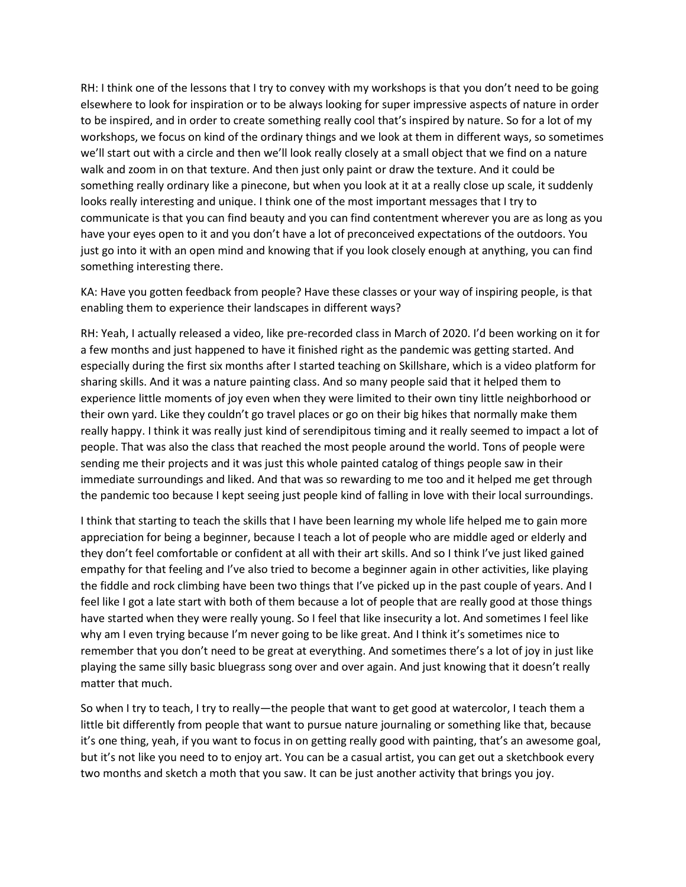RH: I think one of the lessons that I try to convey with my workshops is that you don't need to be going elsewhere to look for inspiration or to be always looking for super impressive aspects of nature in order to be inspired, and in order to create something really cool that's inspired by nature. So for a lot of my workshops, we focus on kind of the ordinary things and we look at them in different ways, so sometimes we'll start out with a circle and then we'll look really closely at a small object that we find on a nature walk and zoom in on that texture. And then just only paint or draw the texture. And it could be something really ordinary like a pinecone, but when you look at it at a really close up scale, it suddenly looks really interesting and unique. I think one of the most important messages that I try to communicate is that you can find beauty and you can find contentment wherever you are as long as you have your eyes open to it and you don't have a lot of preconceived expectations of the outdoors. You just go into it with an open mind and knowing that if you look closely enough at anything, you can find something interesting there.

KA: Have you gotten feedback from people? Have these classes or your way of inspiring people, is that enabling them to experience their landscapes in different ways?

RH: Yeah, I actually released a video, like pre-recorded class in March of 2020. I'd been working on it for a few months and just happened to have it finished right as the pandemic was getting started. And especially during the first six months after I started teaching on Skillshare, which is a video platform for sharing skills. And it was a nature painting class. And so many people said that it helped them to experience little moments of joy even when they were limited to their own tiny little neighborhood or their own yard. Like they couldn't go travel places or go on their big hikes that normally make them really happy. I think it was really just kind of serendipitous timing and it really seemed to impact a lot of people. That was also the class that reached the most people around the world. Tons of people were sending me their projects and it was just this whole painted catalog of things people saw in their immediate surroundings and liked. And that was so rewarding to me too and it helped me get through the pandemic too because I kept seeing just people kind of falling in love with their local surroundings.

I think that starting to teach the skills that I have been learning my whole life helped me to gain more appreciation for being a beginner, because I teach a lot of people who are middle aged or elderly and they don't feel comfortable or confident at all with their art skills. And so I think I've just liked gained empathy for that feeling and I've also tried to become a beginner again in other activities, like playing the fiddle and rock climbing have been two things that I've picked up in the past couple of years. And I feel like I got a late start with both of them because a lot of people that are really good at those things have started when they were really young. So I feel that like insecurity a lot. And sometimes I feel like why am I even trying because I'm never going to be like great. And I think it's sometimes nice to remember that you don't need to be great at everything. And sometimes there's a lot of joy in just like playing the same silly basic bluegrass song over and over again. And just knowing that it doesn't really matter that much.

So when I try to teach, I try to really—the people that want to get good at watercolor, I teach them a little bit differently from people that want to pursue nature journaling or something like that, because it's one thing, yeah, if you want to focus in on getting really good with painting, that's an awesome goal, but it's not like you need to to enjoy art. You can be a casual artist, you can get out a sketchbook every two months and sketch a moth that you saw. It can be just another activity that brings you joy.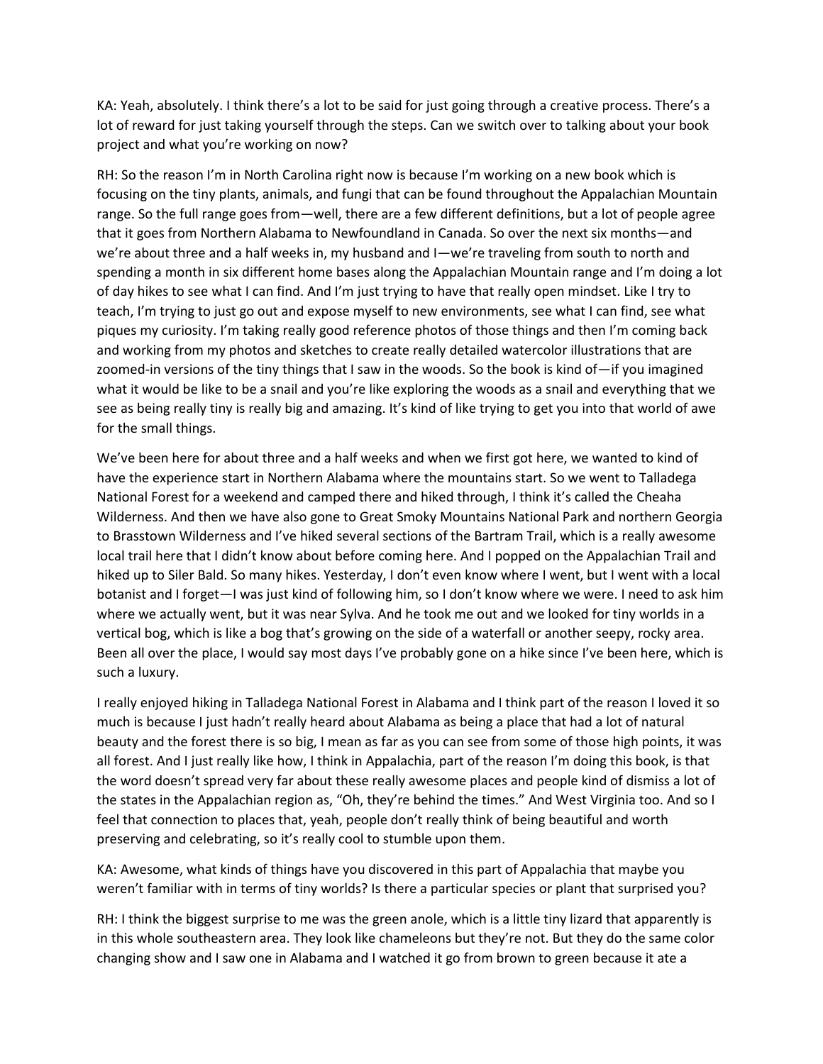KA: Yeah, absolutely. I think there's a lot to be said for just going through a creative process. There's a lot of reward for just taking yourself through the steps. Can we switch over to talking about your book project and what you're working on now?

RH: So the reason I'm in North Carolina right now is because I'm working on a new book which is focusing on the tiny plants, animals, and fungi that can be found throughout the Appalachian Mountain range. So the full range goes from—well, there are a few different definitions, but a lot of people agree that it goes from Northern Alabama to Newfoundland in Canada. So over the next six months—and we're about three and a half weeks in, my husband and I—we're traveling from south to north and spending a month in six different home bases along the Appalachian Mountain range and I'm doing a lot of day hikes to see what I can find. And I'm just trying to have that really open mindset. Like I try to teach, I'm trying to just go out and expose myself to new environments, see what I can find, see what piques my curiosity. I'm taking really good reference photos of those things and then I'm coming back and working from my photos and sketches to create really detailed watercolor illustrations that are zoomed-in versions of the tiny things that I saw in the woods. So the book is kind of—if you imagined what it would be like to be a snail and you're like exploring the woods as a snail and everything that we see as being really tiny is really big and amazing. It's kind of like trying to get you into that world of awe for the small things.

We've been here for about three and a half weeks and when we first got here, we wanted to kind of have the experience start in Northern Alabama where the mountains start. So we went to Talladega National Forest for a weekend and camped there and hiked through, I think it's called the Cheaha Wilderness. And then we have also gone to Great Smoky Mountains National Park and northern Georgia to Brasstown Wilderness and I've hiked several sections of the Bartram Trail, which is a really awesome local trail here that I didn't know about before coming here. And I popped on the Appalachian Trail and hiked up to Siler Bald. So many hikes. Yesterday, I don't even know where I went, but I went with a local botanist and I forget—I was just kind of following him, so I don't know where we were. I need to ask him where we actually went, but it was near Sylva. And he took me out and we looked for tiny worlds in a vertical bog, which is like a bog that's growing on the side of a waterfall or another seepy, rocky area. Been all over the place, I would say most days I've probably gone on a hike since I've been here, which is such a luxury.

I really enjoyed hiking in Talladega National Forest in Alabama and I think part of the reason I loved it so much is because I just hadn't really heard about Alabama as being a place that had a lot of natural beauty and the forest there is so big, I mean as far as you can see from some of those high points, it was all forest. And I just really like how, I think in Appalachia, part of the reason I'm doing this book, is that the word doesn't spread very far about these really awesome places and people kind of dismiss a lot of the states in the Appalachian region as, "Oh, they're behind the times." And West Virginia too. And so I feel that connection to places that, yeah, people don't really think of being beautiful and worth preserving and celebrating, so it's really cool to stumble upon them.

KA: Awesome, what kinds of things have you discovered in this part of Appalachia that maybe you weren't familiar with in terms of tiny worlds? Is there a particular species or plant that surprised you?

RH: I think the biggest surprise to me was the green anole, which is a little tiny lizard that apparently is in this whole southeastern area. They look like chameleons but they're not. But they do the same color changing show and I saw one in Alabama and I watched it go from brown to green because it ate a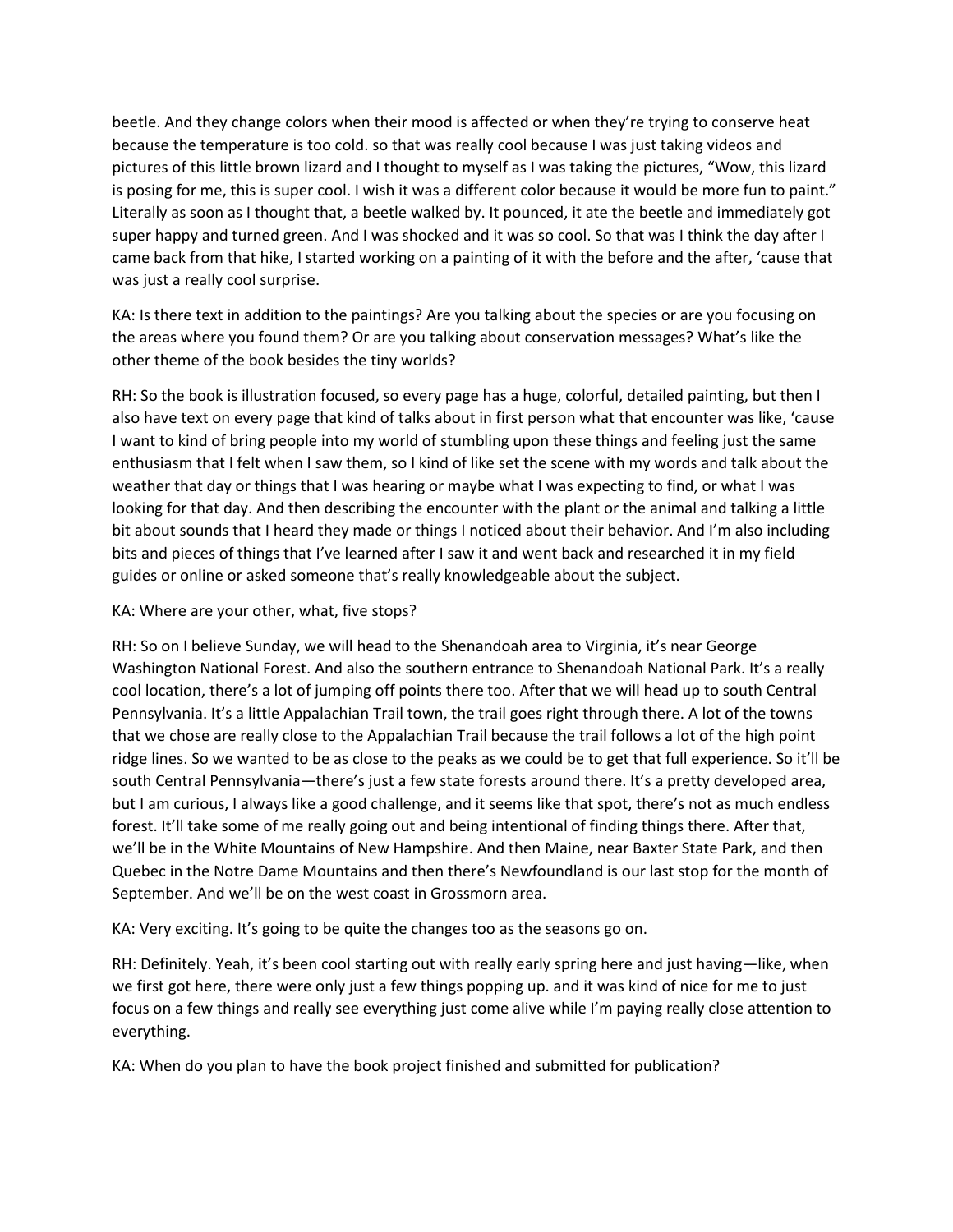beetle. And they change colors when their mood is affected or when they're trying to conserve heat because the temperature is too cold. so that was really cool because I was just taking videos and pictures of this little brown lizard and I thought to myself as I was taking the pictures, "Wow, this lizard is posing for me, this is super cool. I wish it was a different color because it would be more fun to paint." Literally as soon as I thought that, a beetle walked by. It pounced, it ate the beetle and immediately got super happy and turned green. And I was shocked and it was so cool. So that was I think the day after I came back from that hike, I started working on a painting of it with the before and the after, 'cause that was just a really cool surprise.

KA: Is there text in addition to the paintings? Are you talking about the species or are you focusing on the areas where you found them? Or are you talking about conservation messages? What's like the other theme of the book besides the tiny worlds?

RH: So the book is illustration focused, so every page has a huge, colorful, detailed painting, but then I also have text on every page that kind of talks about in first person what that encounter was like, 'cause I want to kind of bring people into my world of stumbling upon these things and feeling just the same enthusiasm that I felt when I saw them, so I kind of like set the scene with my words and talk about the weather that day or things that I was hearing or maybe what I was expecting to find, or what I was looking for that day. And then describing the encounter with the plant or the animal and talking a little bit about sounds that I heard they made or things I noticed about their behavior. And I'm also including bits and pieces of things that I've learned after I saw it and went back and researched it in my field guides or online or asked someone that's really knowledgeable about the subject.

KA: Where are your other, what, five stops?

RH: So on I believe Sunday, we will head to the Shenandoah area to Virginia, it's near George Washington National Forest. And also the southern entrance to Shenandoah National Park. It's a really cool location, there's a lot of jumping off points there too. After that we will head up to south Central Pennsylvania. It's a little Appalachian Trail town, the trail goes right through there. A lot of the towns that we chose are really close to the Appalachian Trail because the trail follows a lot of the high point ridge lines. So we wanted to be as close to the peaks as we could be to get that full experience. So it'll be south Central Pennsylvania—there's just a few state forests around there. It's a pretty developed area, but I am curious, I always like a good challenge, and it seems like that spot, there's not as much endless forest. It'll take some of me really going out and being intentional of finding things there. After that, we'll be in the White Mountains of New Hampshire. And then Maine, near Baxter State Park, and then Quebec in the Notre Dame Mountains and then there's Newfoundland is our last stop for the month of September. And we'll be on the west coast in Grossmorn area.

KA: Very exciting. It's going to be quite the changes too as the seasons go on.

RH: Definitely. Yeah, it's been cool starting out with really early spring here and just having—like, when we first got here, there were only just a few things popping up. and it was kind of nice for me to just focus on a few things and really see everything just come alive while I'm paying really close attention to everything.

KA: When do you plan to have the book project finished and submitted for publication?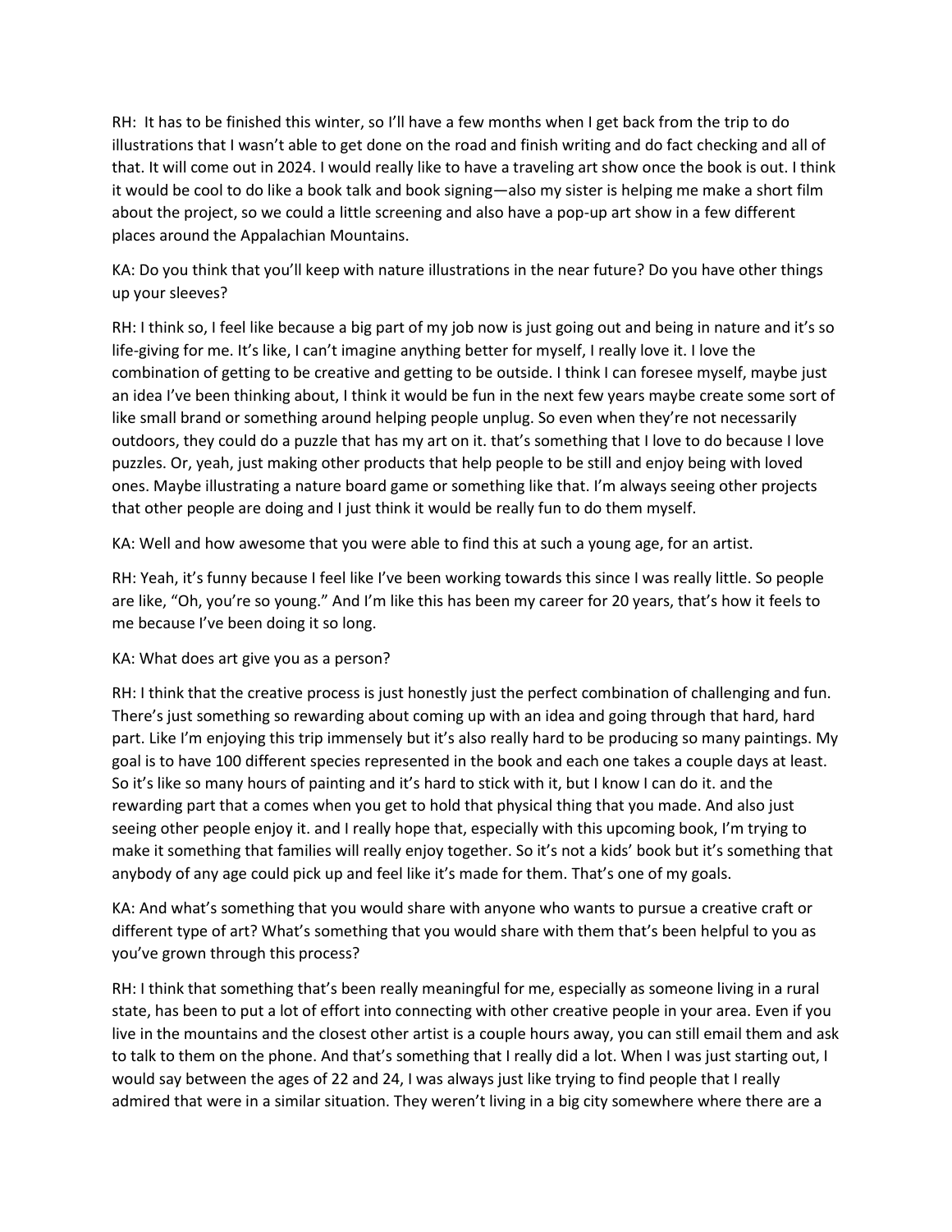RH: It has to be finished this winter, so I'll have a few months when I get back from the trip to do illustrations that I wasn't able to get done on the road and finish writing and do fact checking and all of that. It will come out in 2024. I would really like to have a traveling art show once the book is out. I think it would be cool to do like a book talk and book signing—also my sister is helping me make a short film about the project, so we could a little screening and also have a pop-up art show in a few different places around the Appalachian Mountains.

KA: Do you think that you'll keep with nature illustrations in the near future? Do you have other things up your sleeves?

RH: I think so, I feel like because a big part of my job now is just going out and being in nature and it's so life-giving for me. It's like, I can't imagine anything better for myself, I really love it. I love the combination of getting to be creative and getting to be outside. I think I can foresee myself, maybe just an idea I've been thinking about, I think it would be fun in the next few years maybe create some sort of like small brand or something around helping people unplug. So even when they're not necessarily outdoors, they could do a puzzle that has my art on it. that's something that I love to do because I love puzzles. Or, yeah, just making other products that help people to be still and enjoy being with loved ones. Maybe illustrating a nature board game or something like that. I'm always seeing other projects that other people are doing and I just think it would be really fun to do them myself.

KA: Well and how awesome that you were able to find this at such a young age, for an artist.

RH: Yeah, it's funny because I feel like I've been working towards this since I was really little. So people are like, "Oh, you're so young." And I'm like this has been my career for 20 years, that's how it feels to me because I've been doing it so long.

KA: What does art give you as a person?

RH: I think that the creative process is just honestly just the perfect combination of challenging and fun. There's just something so rewarding about coming up with an idea and going through that hard, hard part. Like I'm enjoying this trip immensely but it's also really hard to be producing so many paintings. My goal is to have 100 different species represented in the book and each one takes a couple days at least. So it's like so many hours of painting and it's hard to stick with it, but I know I can do it. and the rewarding part that a comes when you get to hold that physical thing that you made. And also just seeing other people enjoy it. and I really hope that, especially with this upcoming book, I'm trying to make it something that families will really enjoy together. So it's not a kids' book but it's something that anybody of any age could pick up and feel like it's made for them. That's one of my goals.

KA: And what's something that you would share with anyone who wants to pursue a creative craft or different type of art? What's something that you would share with them that's been helpful to you as you've grown through this process?

RH: I think that something that's been really meaningful for me, especially as someone living in a rural state, has been to put a lot of effort into connecting with other creative people in your area. Even if you live in the mountains and the closest other artist is a couple hours away, you can still email them and ask to talk to them on the phone. And that's something that I really did a lot. When I was just starting out, I would say between the ages of 22 and 24, I was always just like trying to find people that I really admired that were in a similar situation. They weren't living in a big city somewhere where there are a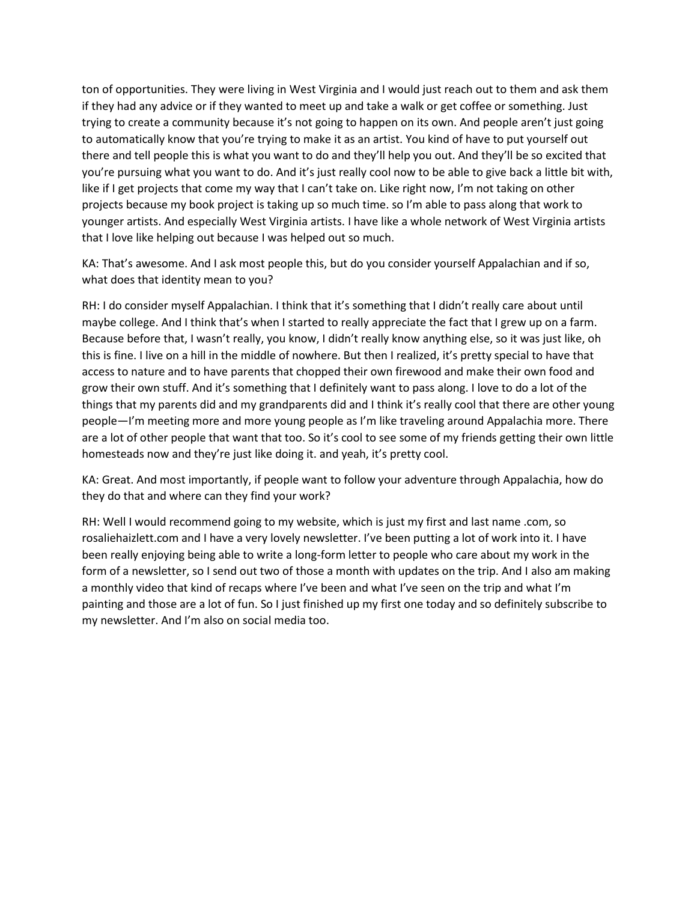ton of opportunities. They were living in West Virginia and I would just reach out to them and ask them if they had any advice or if they wanted to meet up and take a walk or get coffee or something. Just trying to create a community because it's not going to happen on its own. And people aren't just going to automatically know that you're trying to make it as an artist. You kind of have to put yourself out there and tell people this is what you want to do and they'll help you out. And they'll be so excited that you're pursuing what you want to do. And it's just really cool now to be able to give back a little bit with, like if I get projects that come my way that I can't take on. Like right now, I'm not taking on other projects because my book project is taking up so much time. so I'm able to pass along that work to younger artists. And especially West Virginia artists. I have like a whole network of West Virginia artists that I love like helping out because I was helped out so much.

KA: That's awesome. And I ask most people this, but do you consider yourself Appalachian and if so, what does that identity mean to you?

RH: I do consider myself Appalachian. I think that it's something that I didn't really care about until maybe college. And I think that's when I started to really appreciate the fact that I grew up on a farm. Because before that, I wasn't really, you know, I didn't really know anything else, so it was just like, oh this is fine. I live on a hill in the middle of nowhere. But then I realized, it's pretty special to have that access to nature and to have parents that chopped their own firewood and make their own food and grow their own stuff. And it's something that I definitely want to pass along. I love to do a lot of the things that my parents did and my grandparents did and I think it's really cool that there are other young people—I'm meeting more and more young people as I'm like traveling around Appalachia more. There are a lot of other people that want that too. So it's cool to see some of my friends getting their own little homesteads now and they're just like doing it. and yeah, it's pretty cool.

KA: Great. And most importantly, if people want to follow your adventure through Appalachia, how do they do that and where can they find your work?

RH: Well I would recommend going to my website, which is just my first and last name .com, so rosaliehaizlett.com and I have a very lovely newsletter. I've been putting a lot of work into it. I have been really enjoying being able to write a long-form letter to people who care about my work in the form of a newsletter, so I send out two of those a month with updates on the trip. And I also am making a monthly video that kind of recaps where I've been and what I've seen on the trip and what I'm painting and those are a lot of fun. So I just finished up my first one today and so definitely subscribe to my newsletter. And I'm also on social media too.